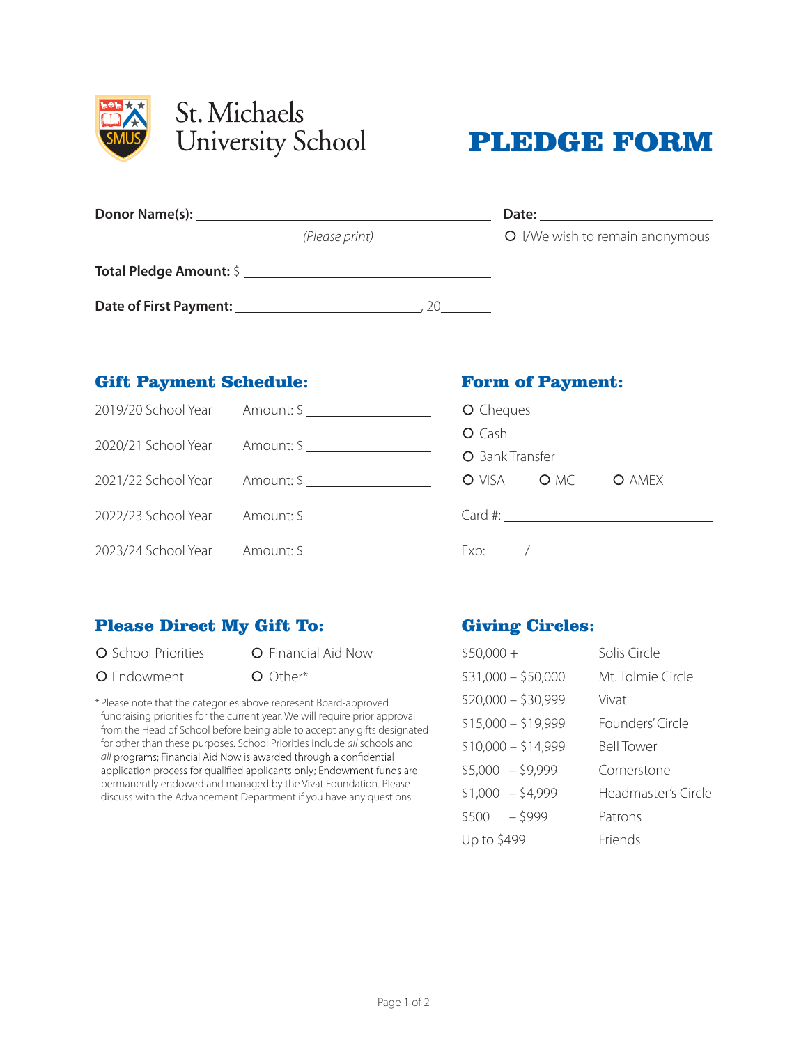St. Michaels University School

# PLEDGE FORM

**Donor Name(s):** ______________________________ **Date:** ____________________

*(Please print)*

O I/We wish to remain anonymous

**Total Pledge Amount:** $ ______________________________

**Date of First Payment:** ____________________, 20______

## Gift Payment Schedule:

2019/20 School Year Amount: $ ______________

2020/21 School Year Amount: $ ______________

2021/22 School Year Amount: $ ______________

2022/23 School Year Amount: $ ______________

2023/24 School Year Amount: $ ______________

## Form of Payment:

O Cheques

O Cash

O Bank Transfer

O VISA O MC O AMEX

Card #: ______________________________

Exp: _____/_____

## Please Direct My Gift To:

O School Priorities O Financial Aid Now

O Endowment O Other*

*Please note that the categories above represent Board-approved fundraising priorities for the current year. We will require prior approval from the Head of School before being able to accept any gifts designated for other than these purposes. School Priorities include *all* schools and *all* programs; Financial Aid Now is awarded through a confidential application process for qualified applicants only; Endowment funds are permanently endowed and managed by the Vivat Foundation. Please discuss with the Advancement Department if you have any questions.

## Giving Circles:

| | |
|---|---|
| $50,000 + | Solis Circle |
| $31,000 – $50,000 | Mt. Tolmie Circle |
| $20,000 – $30,999 | Vivat |
| $15,000 – $19,999 | Founders' Circle |
| $10,000 – $14,999 | Bell Tower |
| $5,000 – $9,999 | Cornerstone |
| $1,000 – $4,999 | Headmaster's Circle |
| $500 – $999 | Patrons |
| Up to $499 | Friends |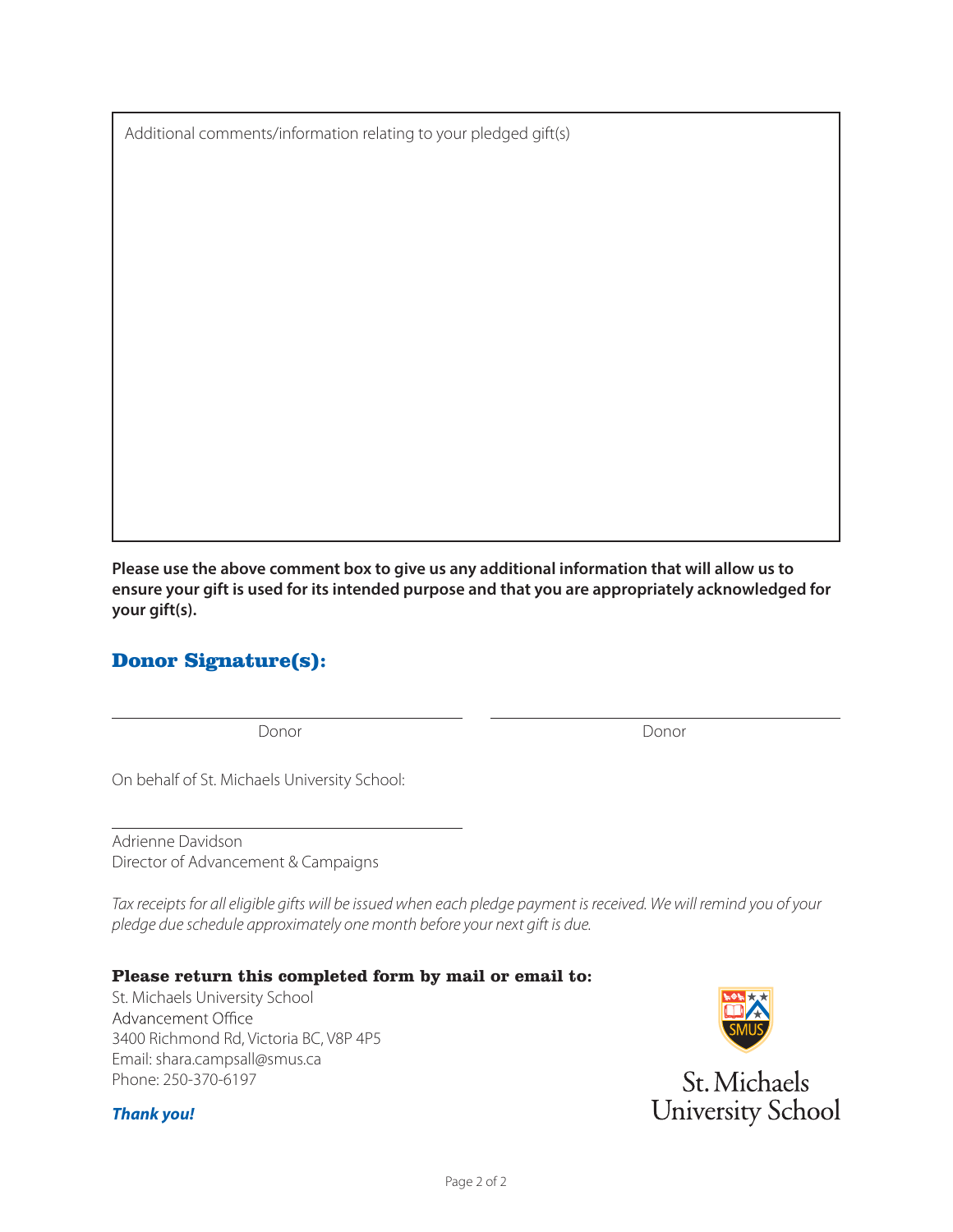Additional comments/information relating to your pledged gift(s)

**Please use the above comment box to give us any additional information that will allow us to ensure your gift is used for its intended purpose and that you are appropriately acknowledged for your gift(s).**

## Donor Signature(s):

Donor

Donor

On behalf of St. Michaels University School:

Adrienne Davidson
Director of Advancement & Campaigns

*Tax receipts for all eligible gifts will be issued when each pledge payment is received. We will remind you of your pledge due schedule approximately one month before your next gift is due.*

**Please return this completed form by mail or email to:**

St. Michaels University School
Advancement Office
3400 Richmond Rd, Victoria BC, V8P 4P5
Email: shara.campsall@smus.ca
Phone: 250-370-6197

***Thank you!***

St. Michaels University School